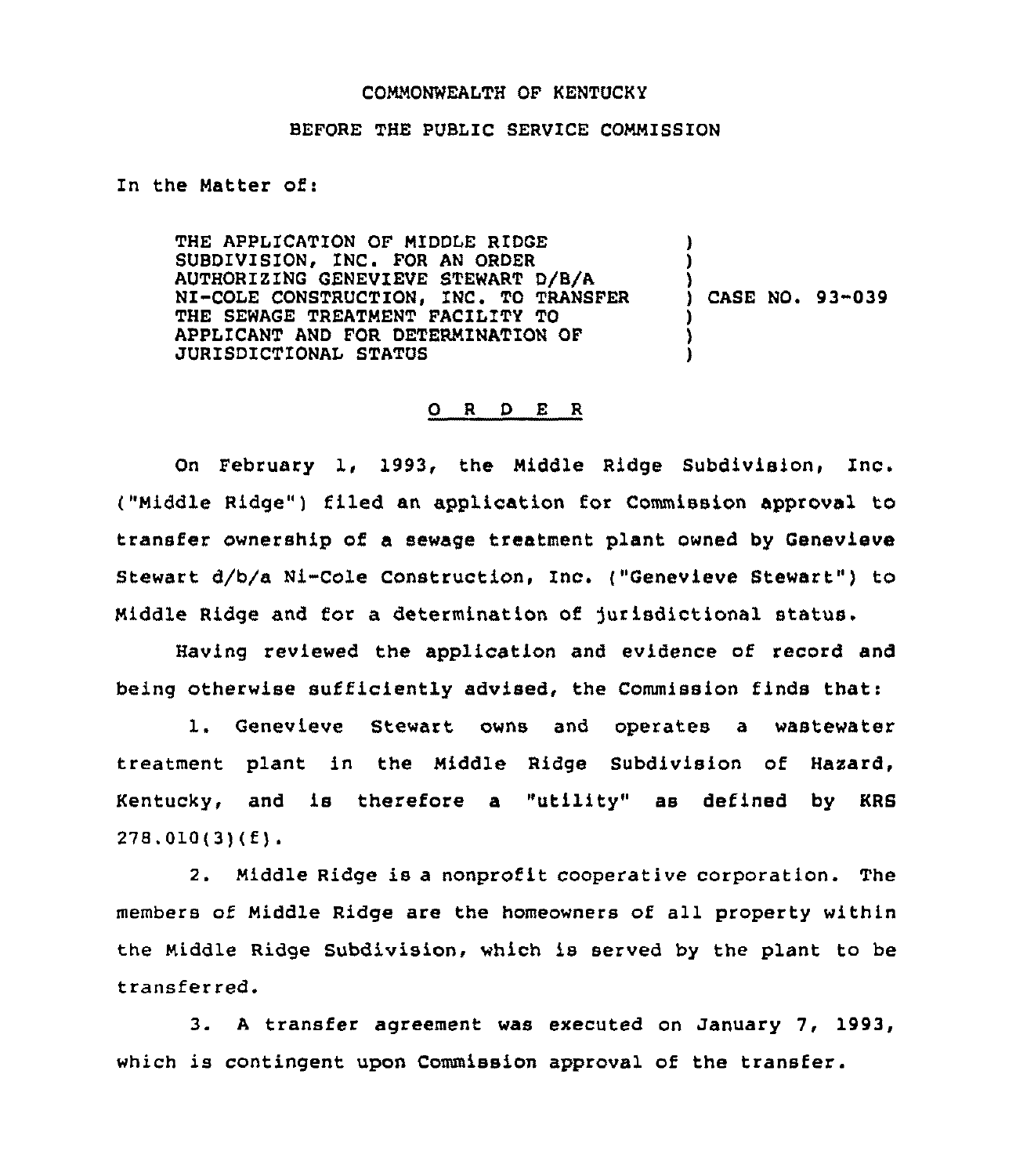COMMONWEALTH OF KENTUCKY

BEFORE THE PUBLIC SERVICE COMMISSION

In the Matter of:

THE APPLICATION OF MIDDLE RIDGE SUBDIVISION, INC. FOR AN ORDER AUTHORIZING GENEVIEVE STEWART D/B/A NI-COLE CONSTRUCTION, INC. TO TRANSFER THE SEWAGE TREATMENT FACILITY TO APPLICANT AND FOR DETERMINATION OF JURISDICTIONAL STATUS ) CASE NO. 93-039

# O R D E R

On February 1, 1993, the Middle Ridge Subdivision, Inc. ("Middle Ridge") filed an application for Commission approval to transfer ownership of a sewage treatment plant owned by Genevieve Stewart d/b/a Ni-Cole Construction, Inc. ("Genevieve Stewart") to Middle Ridge and for a determination of jurisdictional status.

Having reviewed the application and evidence of record and being otherwise sufficiently advised, the Commission finds that:

1. Genevieve Stewart owns and operates a wastewater treatment plant in the Middle Ridge Subdivision of Hazard, Kentucky, and is therefore a "utility" as defined by KRS 278.010(3)(f).

2. Middle Ridge is a nonprofit cooperative corporation. The members of Middle Ridge are the homeowners of all property within the Middle Ridge Subdivision, which is served by the plant to be transferred.

3. A transfer agreement was executed on January 7, 1993, which is contingent upon Commission approval of the transfer.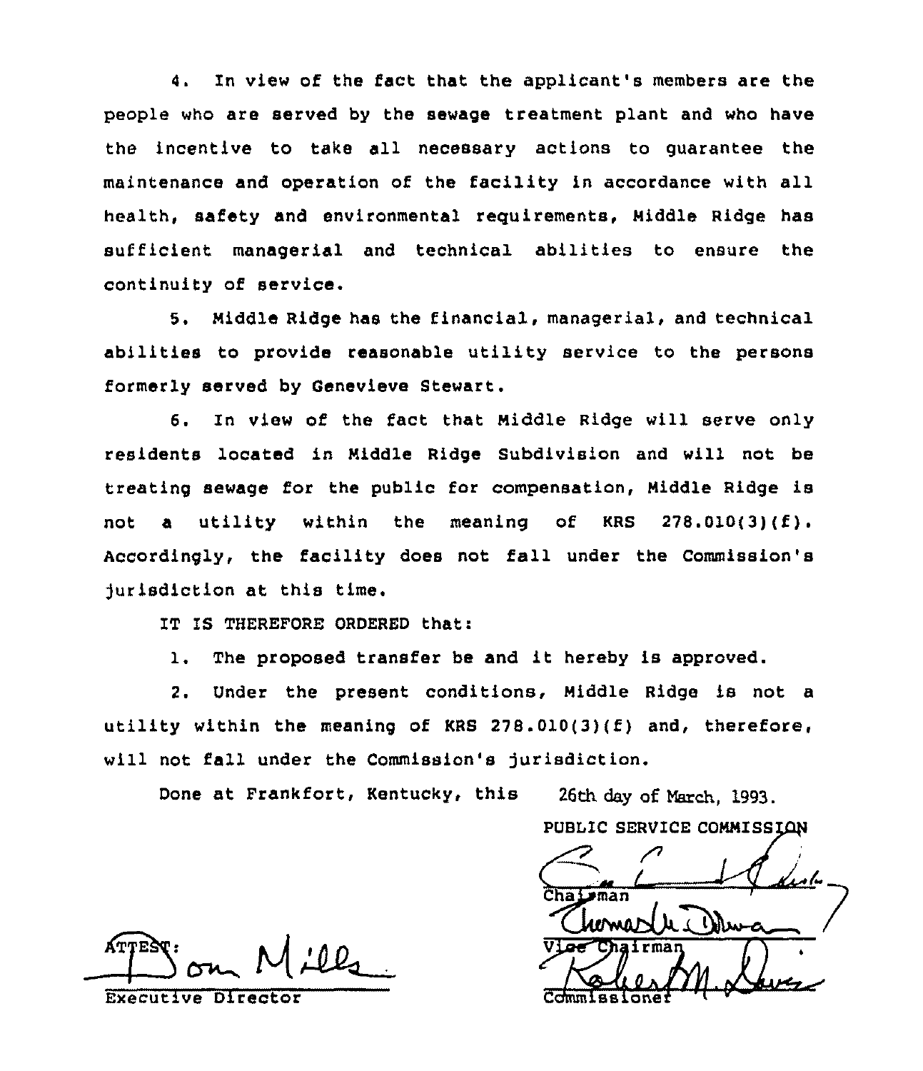4. In view of the fact that the applicant's members are the people who are served by the sewage treatment plant and who have the incentive to take all necessary actions to guarantee the maintenance and operation of the facility in accordance with all health, safety and environmental requirements, Middle Ridge has sufficient managerial and technical abilities to ensure the continuity of service.

5. Middle Ridge has the financial, managerial, and technical abilities to provide reasonable utility service to the persons formerly served by Genevieve Stewart.

6. In view of the fact that Middle Ridge will serve only residents located in Middle Ridge Subdivision and will not be treating sewage for the public for compensation, Middle Ridge is not a utility within the meaning of KRS 278.010(3)(f). Accordingly, the facility does not fall under the Commission's jurisdiction at this time.

IT IS THEREFORE ORDERED that:

1. The proposed transfer be and it hereby is approved.

2. Under the present conditions, Middle Ridge is not a utility within the meaning of KRS 278.010(3)(f) and, therefore, will not fall under the Commission's jurisdiction.

Done at Frankfort, Kentucky, this 26th day of March, 1993.

PUBLIC SERVICE COMMISSION

Chairman

Vice Chairman

Commissioner

ATTEST:

Executive Director